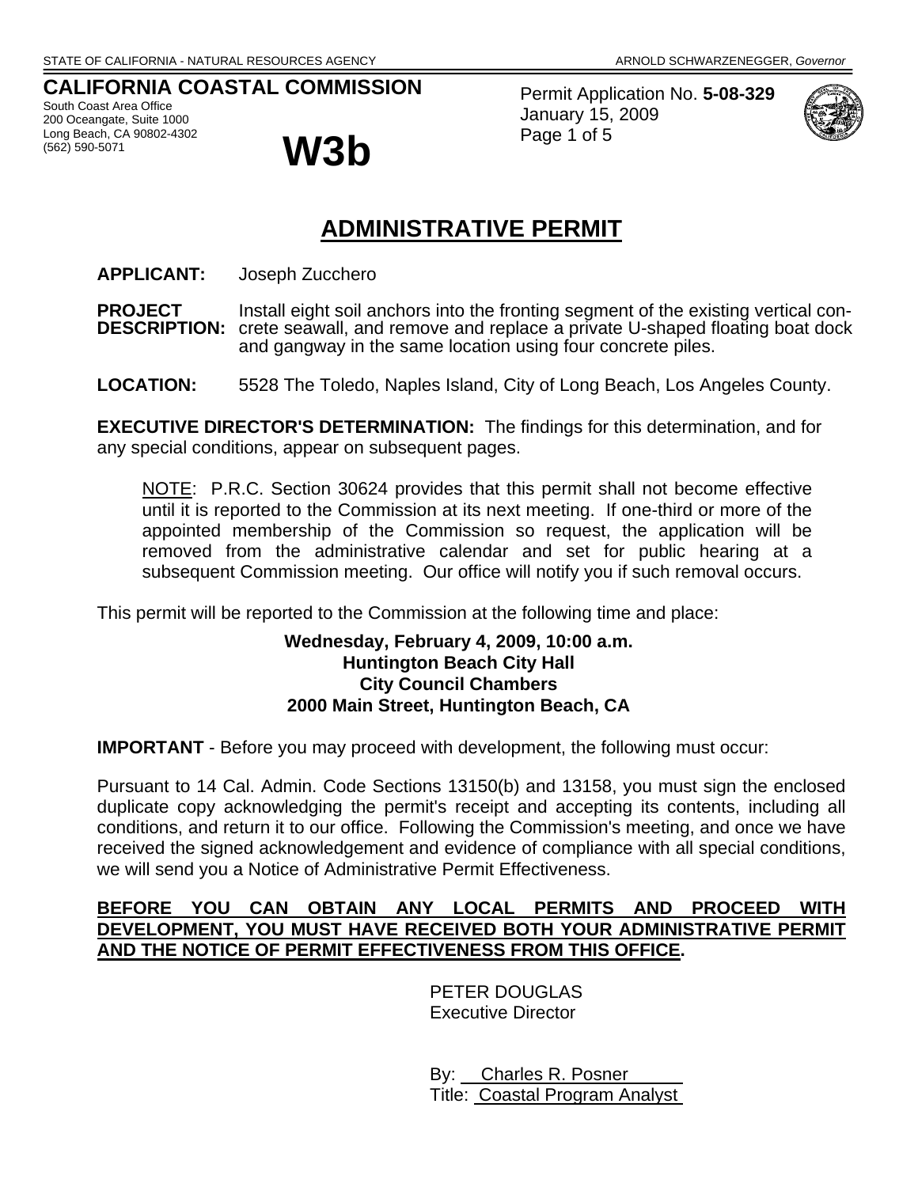STATE OF CALIFORNIA - NATURAL RESOURCES AGENCY ARNOLD SCHWARZENEGGER, *Governor*

**CALIFORNIA COASTAL COMMISSION**
South Coast Area Office
200 Oceangate, Suite 1000
Long Beach, CA 90802-4302
(562) 590-5071

# W3b

Permit Application No. **5-08-329**
January 15, 2009

## ADMINISTRATIVE PERMIT

**APPLICANT:** Joseph Zucchero

**PROJECT DESCRIPTION:** Install eight soil anchors into the fronting segment of the existing vertical concrete seawall, and remove and replace a private U-shaped floating boat dock and gangway in the same location using four concrete piles.

**LOCATION:** 5528 The Toledo, Naples Island, City of Long Beach, Los Angeles County.

**EXECUTIVE DIRECTOR'S DETERMINATION:** The findings for this determination, and for any special conditions, appear on subsequent pages.

NOTE: P.R.C. Section 30624 provides that this permit shall not become effective until it is reported to the Commission at its next meeting. If one-third or more of the appointed membership of the Commission so request, the application will be removed from the administrative calendar and set for public hearing at a subsequent Commission meeting. Our office will notify you if such removal occurs.

This permit will be reported to the Commission at the following time and place:

**Wednesday, February 4, 2009, 10:00 a.m.**
**Huntington Beach City Hall**
**City Council Chambers**
**2000 Main Street, Huntington Beach, CA**

**IMPORTANT** - Before you may proceed with development, the following must occur:

Pursuant to 14 Cal. Admin. Code Sections 13150(b) and 13158, you must sign the enclosed duplicate copy acknowledging the permit's receipt and accepting its contents, including all conditions, and return it to our office. Following the Commission's meeting, and once we have received the signed acknowledgement and evidence of compliance with all special conditions, we will send you a Notice of Administrative Permit Effectiveness.

**BEFORE YOU CAN OBTAIN ANY LOCAL PERMITS AND PROCEED WITH DEVELOPMENT, YOU MUST HAVE RECEIVED BOTH YOUR ADMINISTRATIVE PERMIT AND THE NOTICE OF PERMIT EFFECTIVENESS FROM THIS OFFICE.**

PETER DOUGLAS
Executive Director

By: Charles R. Posner
Title: Coastal Program Analyst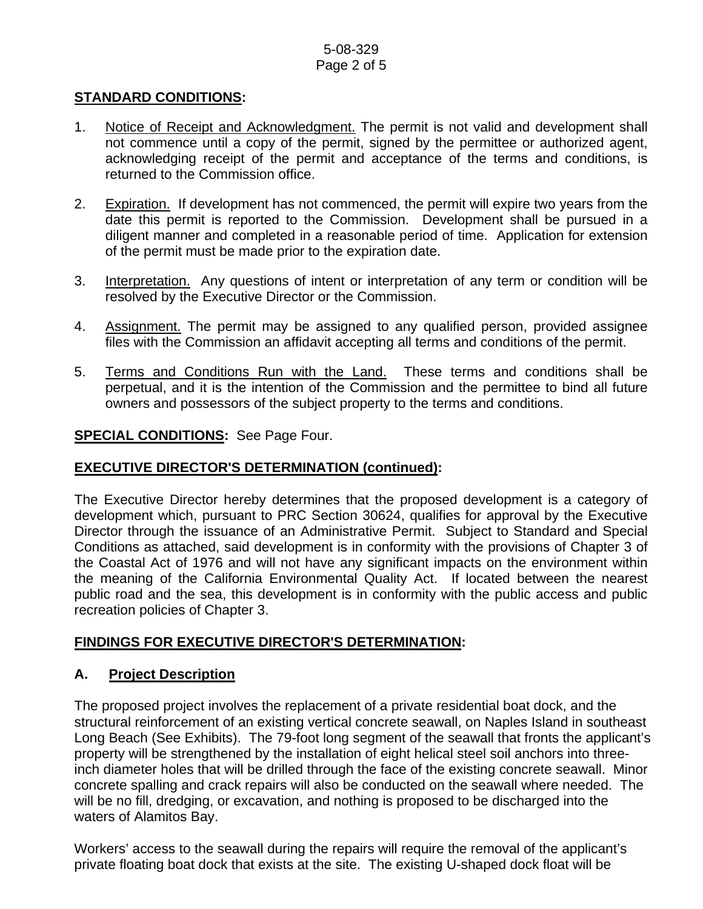**STANDARD CONDITIONS:**

1. Notice of Receipt and Acknowledgment. The permit is not valid and development shall not commence until a copy of the permit, signed by the permittee or authorized agent, acknowledging receipt of the permit and acceptance of the terms and conditions, is returned to the Commission office.

2. Expiration. If development has not commenced, the permit will expire two years from the date this permit is reported to the Commission. Development shall be pursued in a diligent manner and completed in a reasonable period of time. Application for extension of the permit must be made prior to the expiration date.

3. Interpretation. Any questions of intent or interpretation of any term or condition will be resolved by the Executive Director or the Commission.

4. Assignment. The permit may be assigned to any qualified person, provided assignee files with the Commission an affidavit accepting all terms and conditions of the permit.

5. Terms and Conditions Run with the Land. These terms and conditions shall be perpetual, and it is the intention of the Commission and the permittee to bind all future owners and possessors of the subject property to the terms and conditions.

**SPECIAL CONDITIONS:** See Page Four.

**EXECUTIVE DIRECTOR'S DETERMINATION (continued):**

The Executive Director hereby determines that the proposed development is a category of development which, pursuant to PRC Section 30624, qualifies for approval by the Executive Director through the issuance of an Administrative Permit. Subject to Standard and Special Conditions as attached, said development is in conformity with the provisions of Chapter 3 of the Coastal Act of 1976 and will not have any significant impacts on the environment within the meaning of the California Environmental Quality Act. If located between the nearest public road and the sea, this development is in conformity with the public access and public recreation policies of Chapter 3.

**FINDINGS FOR EXECUTIVE DIRECTOR'S DETERMINATION:**

**A. Project Description**

The proposed project involves the replacement of a private residential boat dock, and the structural reinforcement of an existing vertical concrete seawall, on Naples Island in southeast Long Beach (See Exhibits). The 79-foot long segment of the seawall that fronts the applicant's property will be strengthened by the installation of eight helical steel soil anchors into three-inch diameter holes that will be drilled through the face of the existing concrete seawall. Minor concrete spalling and crack repairs will also be conducted on the seawall where needed. The will be no fill, dredging, or excavation, and nothing is proposed to be discharged into the waters of Alamitos Bay.

Workers' access to the seawall during the repairs will require the removal of the applicant's private floating boat dock that exists at the site. The existing U-shaped dock float will be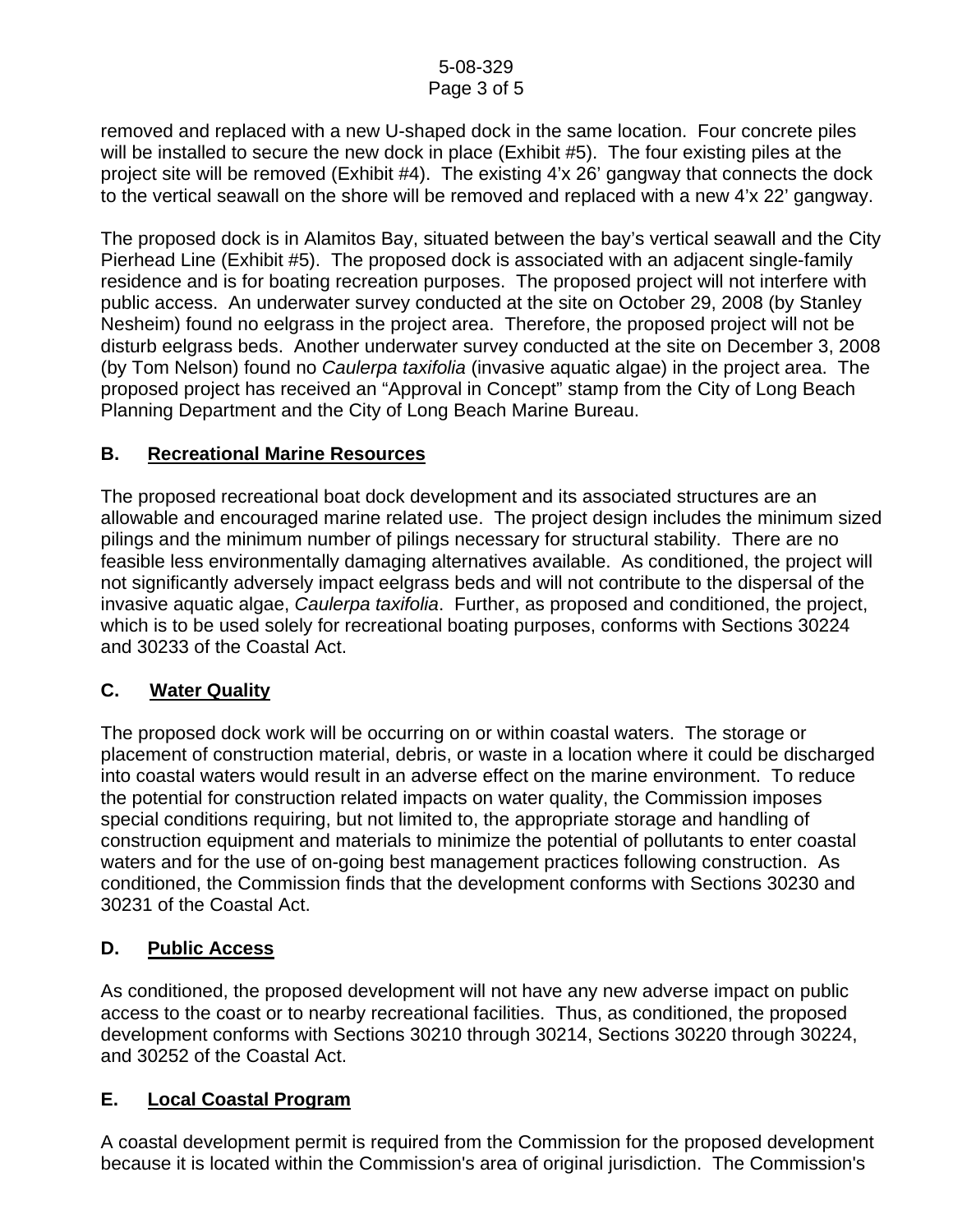removed and replaced with a new U-shaped dock in the same location. Four concrete piles will be installed to secure the new dock in place (Exhibit #5). The four existing piles at the project site will be removed (Exhibit #4). The existing 4'x 26' gangway that connects the dock to the vertical seawall on the shore will be removed and replaced with a new 4'x 22' gangway.

The proposed dock is in Alamitos Bay, situated between the bay's vertical seawall and the City Pierhead Line (Exhibit #5). The proposed dock is associated with an adjacent single-family residence and is for boating recreation purposes. The proposed project will not interfere with public access. An underwater survey conducted at the site on October 29, 2008 (by Stanley Nesheim) found no eelgrass in the project area. Therefore, the proposed project will not be disturb eelgrass beds. Another underwater survey conducted at the site on December 3, 2008 (by Tom Nelson) found no *Caulerpa taxifolia* (invasive aquatic algae) in the project area. The proposed project has received an "Approval in Concept" stamp from the City of Long Beach Planning Department and the City of Long Beach Marine Bureau.

## B. Recreational Marine Resources

The proposed recreational boat dock development and its associated structures are an allowable and encouraged marine related use. The project design includes the minimum sized pilings and the minimum number of pilings necessary for structural stability. There are no feasible less environmentally damaging alternatives available. As conditioned, the project will not significantly adversely impact eelgrass beds and will not contribute to the dispersal of the invasive aquatic algae, *Caulerpa taxifolia*. Further, as proposed and conditioned, the project, which is to be used solely for recreational boating purposes, conforms with Sections 30224 and 30233 of the Coastal Act.

## C. Water Quality

The proposed dock work will be occurring on or within coastal waters. The storage or placement of construction material, debris, or waste in a location where it could be discharged into coastal waters would result in an adverse effect on the marine environment. To reduce the potential for construction related impacts on water quality, the Commission imposes special conditions requiring, but not limited to, the appropriate storage and handling of construction equipment and materials to minimize the potential of pollutants to enter coastal waters and for the use of on-going best management practices following construction. As conditioned, the Commission finds that the development conforms with Sections 30230 and 30231 of the Coastal Act.

## D. Public Access

As conditioned, the proposed development will not have any new adverse impact on public access to the coast or to nearby recreational facilities. Thus, as conditioned, the proposed development conforms with Sections 30210 through 30214, Sections 30220 through 30224, and 30252 of the Coastal Act.

## E. Local Coastal Program

A coastal development permit is required from the Commission for the proposed development because it is located within the Commission's area of original jurisdiction. The Commission's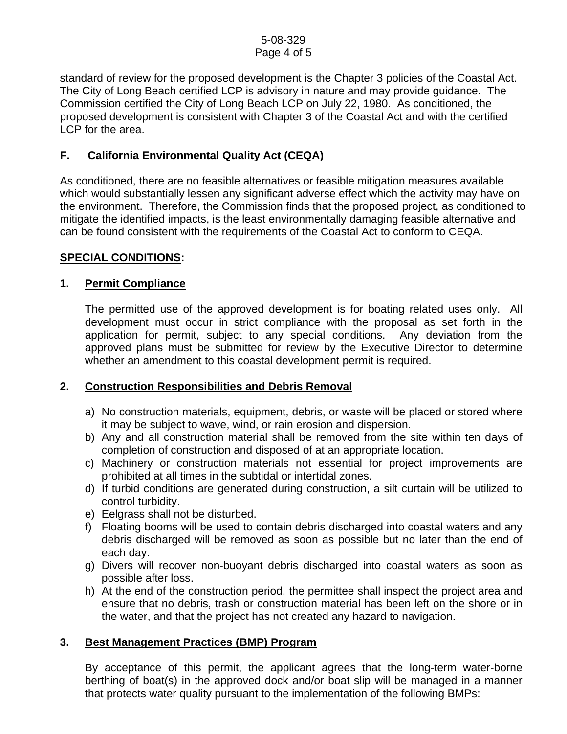standard of review for the proposed development is the Chapter 3 policies of the Coastal Act. The City of Long Beach certified LCP is advisory in nature and may provide guidance. The Commission certified the City of Long Beach LCP on July 22, 1980. As conditioned, the proposed development is consistent with Chapter 3 of the Coastal Act and with the certified LCP for the area.

## F. California Environmental Quality Act (CEQA)

As conditioned, there are no feasible alternatives or feasible mitigation measures available which would substantially lessen any significant adverse effect which the activity may have on the environment. Therefore, the Commission finds that the proposed project, as conditioned to mitigate the identified impacts, is the least environmentally damaging feasible alternative and can be found consistent with the requirements of the Coastal Act to conform to CEQA.

## SPECIAL CONDITIONS:

### 1. Permit Compliance

The permitted use of the approved development is for boating related uses only. All development must occur in strict compliance with the proposal as set forth in the application for permit, subject to any special conditions. Any deviation from the approved plans must be submitted for review by the Executive Director to determine whether an amendment to this coastal development permit is required.

### 2. Construction Responsibilities and Debris Removal

a) No construction materials, equipment, debris, or waste will be placed or stored where it may be subject to wave, wind, or rain erosion and dispersion.

b) Any and all construction material shall be removed from the site within ten days of completion of construction and disposed of at an appropriate location.

c) Machinery or construction materials not essential for project improvements are prohibited at all times in the subtidal or intertidal zones.

d) If turbid conditions are generated during construction, a silt curtain will be utilized to control turbidity.

e) Eelgrass shall not be disturbed.

f) Floating booms will be used to contain debris discharged into coastal waters and any debris discharged will be removed as soon as possible but no later than the end of each day.

g) Divers will recover non-buoyant debris discharged into coastal waters as soon as possible after loss.

h) At the end of the construction period, the permittee shall inspect the project area and ensure that no debris, trash or construction material has been left on the shore or in the water, and that the project has not created any hazard to navigation.

### 3. Best Management Practices (BMP) Program

By acceptance of this permit, the applicant agrees that the long-term water-borne berthing of boat(s) in the approved dock and/or boat slip will be managed in a manner that protects water quality pursuant to the implementation of the following BMPs: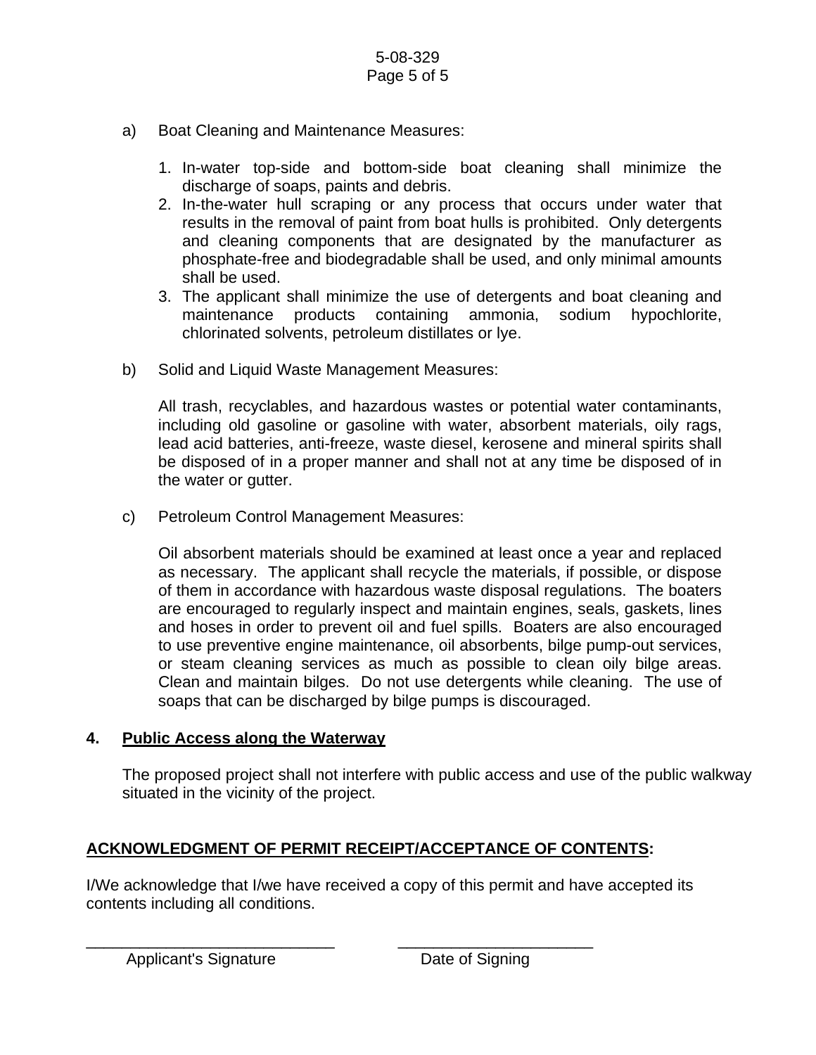a) Boat Cleaning and Maintenance Measures:

1. In-water top-side and bottom-side boat cleaning shall minimize the discharge of soaps, paints and debris.
2. In-the-water hull scraping or any process that occurs under water that results in the removal of paint from boat hulls is prohibited. Only detergents and cleaning components that are designated by the manufacturer as phosphate-free and biodegradable shall be used, and only minimal amounts shall be used.
3. The applicant shall minimize the use of detergents and boat cleaning and maintenance products containing ammonia, sodium hypochlorite, chlorinated solvents, petroleum distillates or lye.

b) Solid and Liquid Waste Management Measures:

All trash, recyclables, and hazardous wastes or potential water contaminants, including old gasoline or gasoline with water, absorbent materials, oily rags, lead acid batteries, anti-freeze, waste diesel, kerosene and mineral spirits shall be disposed of in a proper manner and shall not at any time be disposed of in the water or gutter.

c) Petroleum Control Management Measures:

Oil absorbent materials should be examined at least once a year and replaced as necessary. The applicant shall recycle the materials, if possible, or dispose of them in accordance with hazardous waste disposal regulations. The boaters are encouraged to regularly inspect and maintain engines, seals, gaskets, lines and hoses in order to prevent oil and fuel spills. Boaters are also encouraged to use preventive engine maintenance, oil absorbents, bilge pump-out services, or steam cleaning services as much as possible to clean oily bilge areas. Clean and maintain bilges. Do not use detergents while cleaning. The use of soaps that can be discharged by bilge pumps is discouraged.

**4. <u>Public Access along the Waterway</u>**

The proposed project shall not interfere with public access and use of the public walkway situated in the vicinity of the project.

**<u>ACKNOWLEDGMENT OF PERMIT RECEIPT/ACCEPTANCE OF CONTENTS</u>:**

I/We acknowledge that I/we have received a copy of this permit and have accepted its contents including all conditions.

_____________________________ Applicant's Signature

_______________________ Date of Signing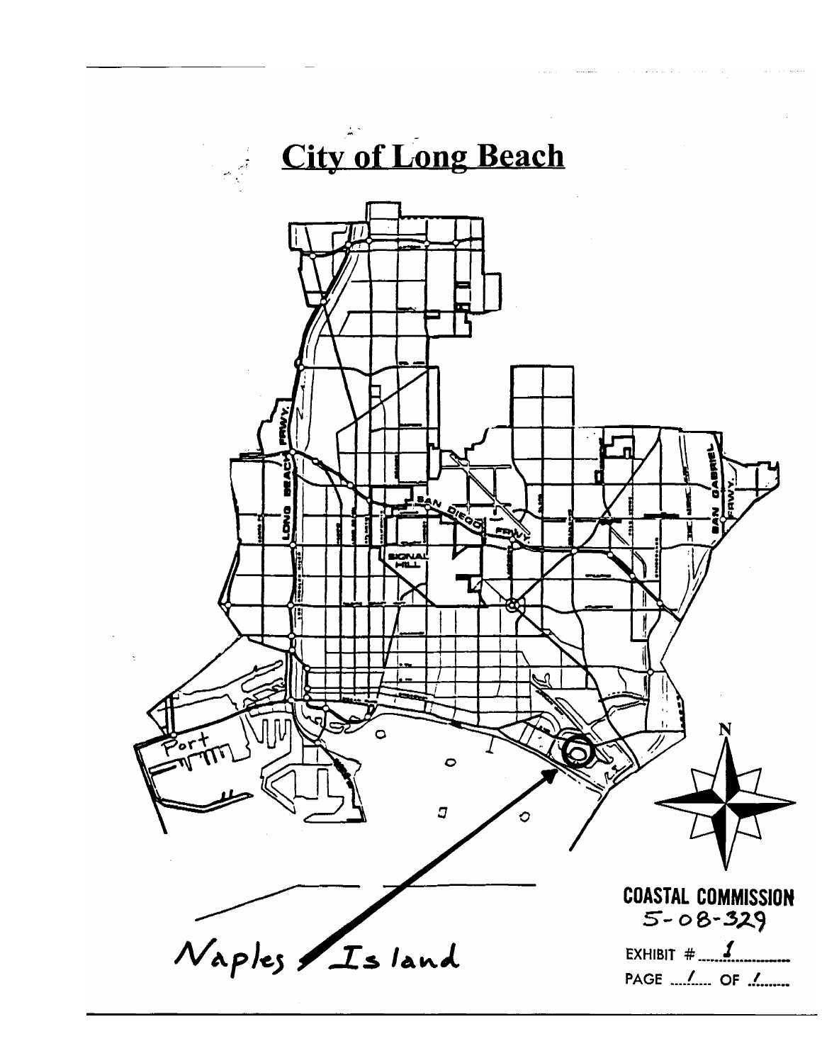# City of Long Beach

Port

Naples Island

COASTAL COMMISSION
5-08-329

EXHIBIT # 1

PAGE 1 OF 1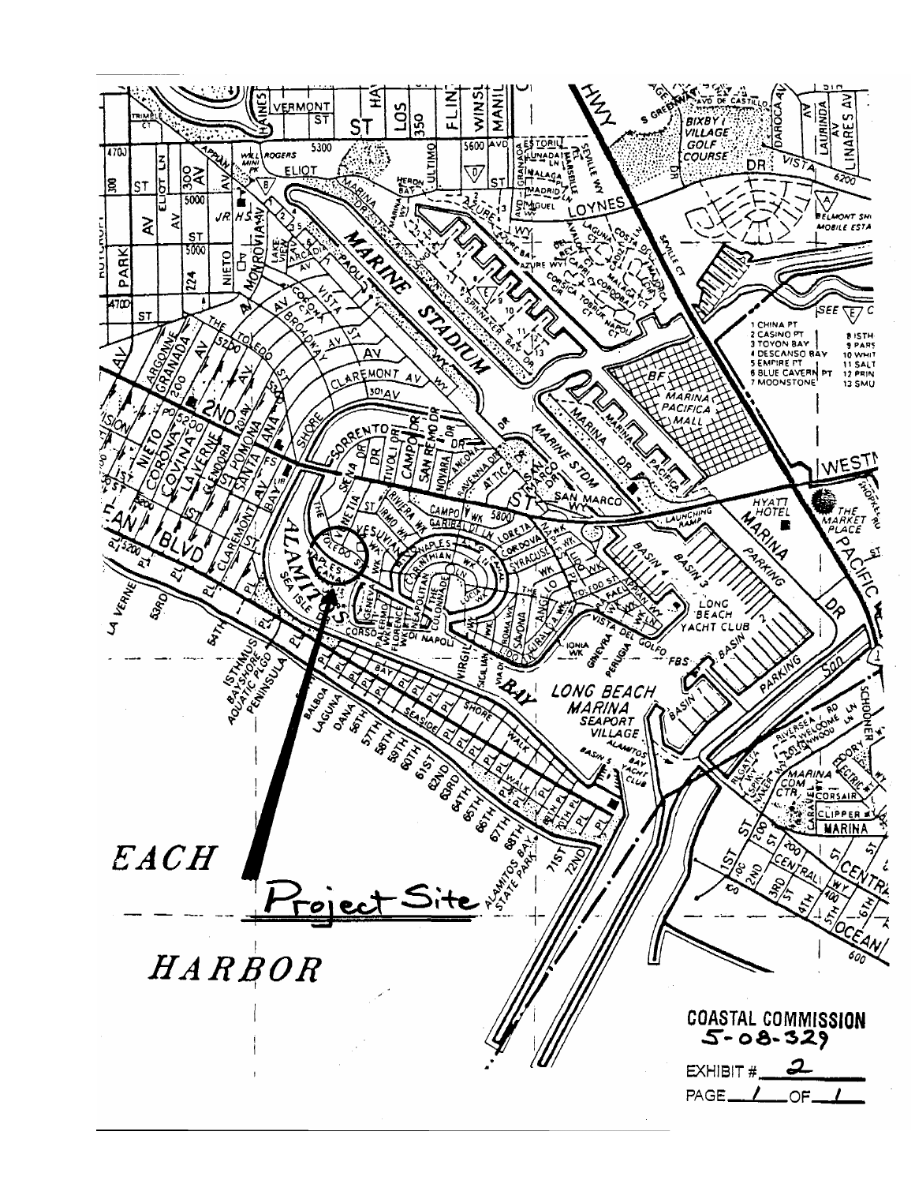Project Site

**COASTAL COMMISSION**
**5-08-329**

EXHIBIT # 2

PAGE 1 OF 1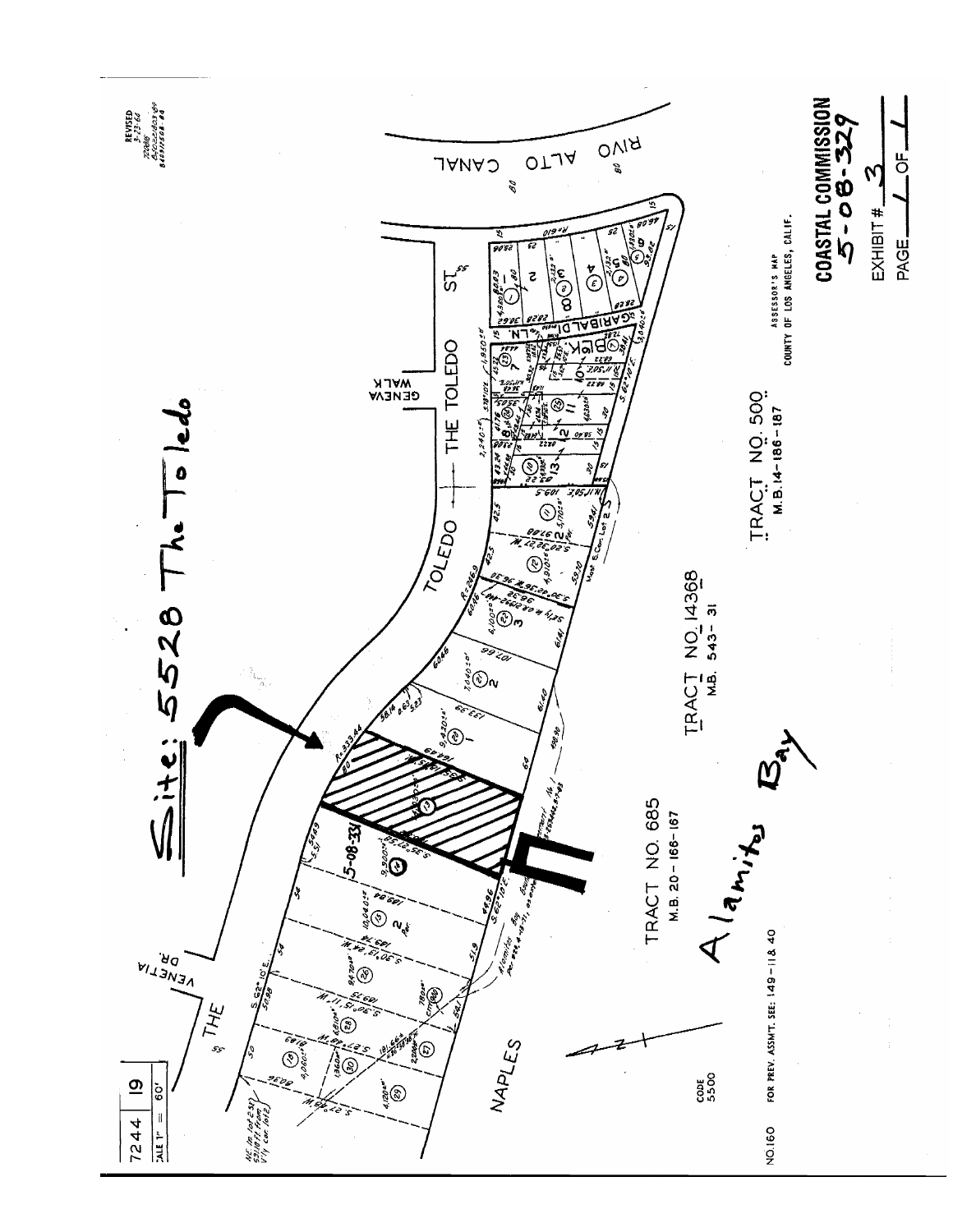# Site: 5528 The Toledo

7244 | 19

SCALE 1" = 60'

REVISED
3-23-64
720816
850221803-89
840913908-84

THE TOLEDO

TOLEDO

THE VENETIA DR.

GENEVA WALK

THE TOLEDO ST.

GARIBALDI LN.

RIVO ALTO CANAL

NAPLES

TRACT NO. 685
M.B. 20-166-167

TRACT NO. 14368
M.B. 543-31

TRACT NO. 500
M.B. 14-186-187

Alamitos Bay

5-08-331

CODE
5500

FOR PREV. ASSMT. SEE: 149-11 & 40

NO.160

ASSESSOR'S MAP
COUNTY OF LOS ANGELES, CALIF.

**COASTAL COMMISSION**
**5-08-329**

EXHIBIT # 3

PAGE 1 OF 1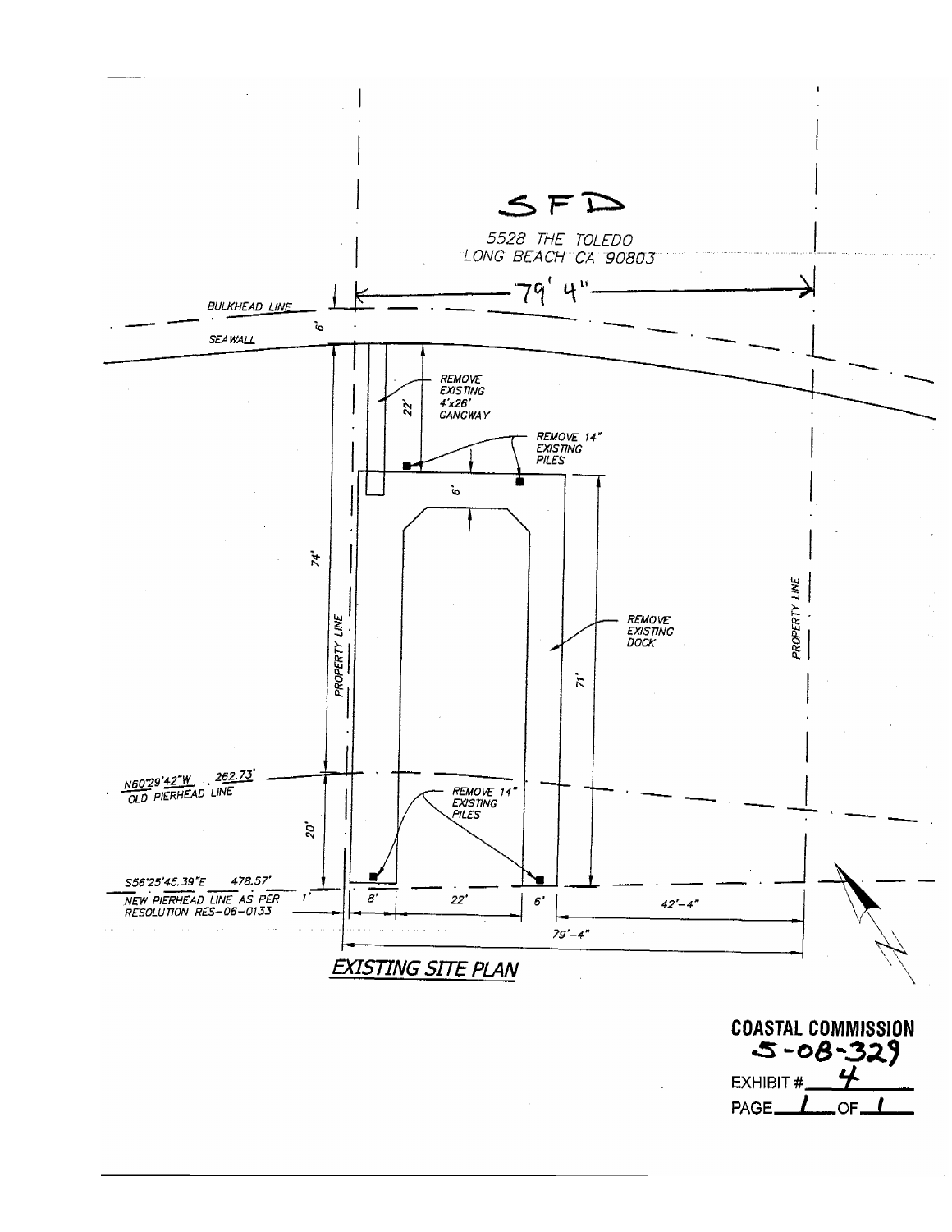SFD

5528 THE TOLEDO
LONG BEACH CA 90803

79' 4"

BULKHEAD LINE

6'

SEAWALL

22'

REMOVE EXISTING 4'x26' GANGWAY

REMOVE 14" EXISTING PILES

6'

74'

PROPERTY LINE

REMOVE EXISTING DOCK

71'

PROPERTY LINE

N60°29'42"W 262.73'
OLD PIERHEAD LINE

20'

REMOVE 14" EXISTING PILES

S56°25'45.39"E 478.57'
NEW PIERHEAD LINE AS PER RESOLUTION RES-06-0133

1'

8'

22'

6'

42'-4"

79'-4"

EXISTING SITE PLAN

**COASTAL COMMISSION**
**5-08-329**
EXHIBIT # 4
PAGE 1 OF 1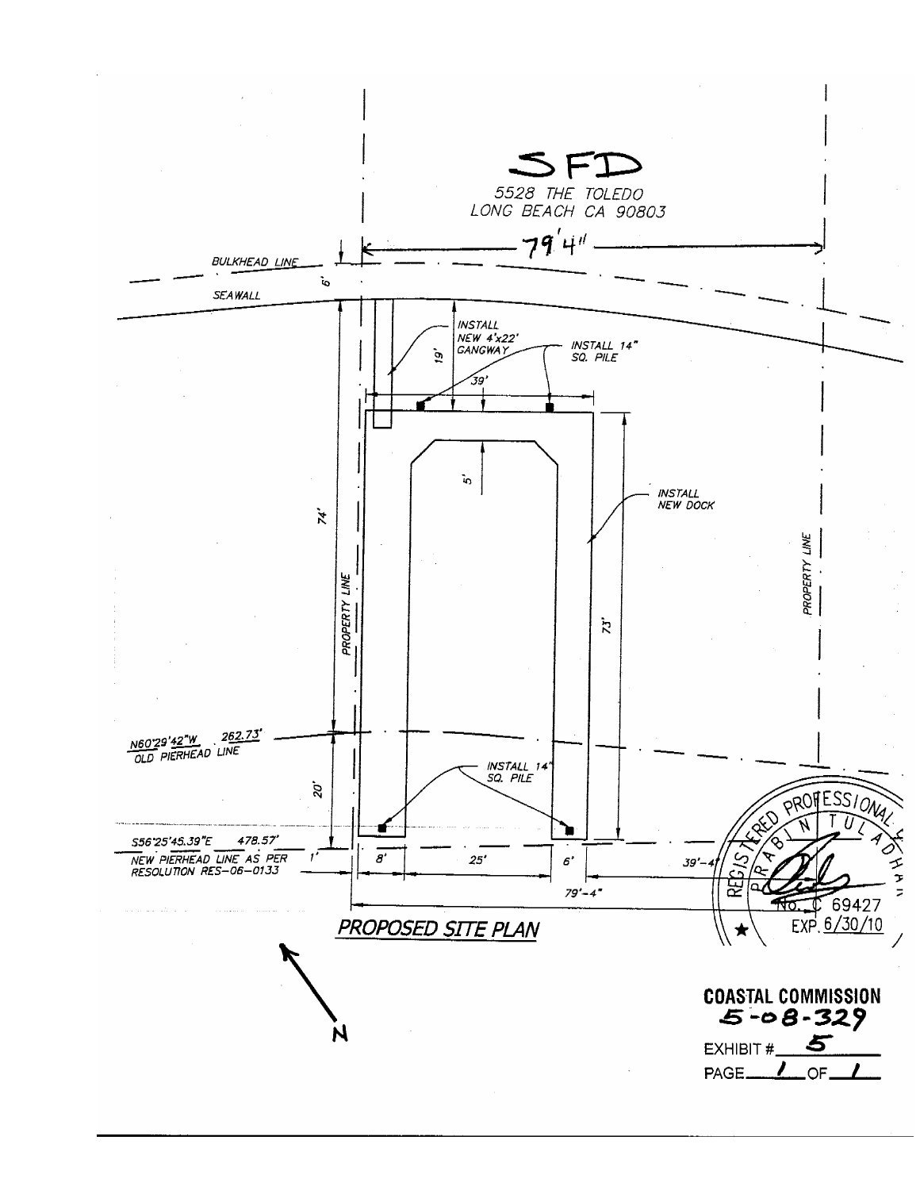SFD

5528 THE TOLEDO
LONG BEACH CA 90803

79'4"

BULKHEAD LINE

6'

SEAWALL

INSTALL
NEW 4'x22'
GANGWAY

19'

INSTALL 14"
SQ. PILE

39'

5'

INSTALL
NEW DOCK

74'

PROPERTY LINE

73'

PROPERTY LINE

N60°29'42"W 262.73'
OLD PIERHEAD LINE

INSTALL 14"
SQ. PILE

20'

S56°25'45.39"E 478.57'
NEW PIERHEAD LINE AS PER
RESOLUTION RES-06-0133

1'

8'

25'

6'

39'-4"

79'-4"

PROPOSED SITE PLAN

N

REGISTERED PROFESSIONAL
PRABIN TULADHAR
No. C 69427
EXP. 6/30/10

**COASTAL COMMISSION**
5-08-329

EXHIBIT # 5

PAGE 1 OF 1